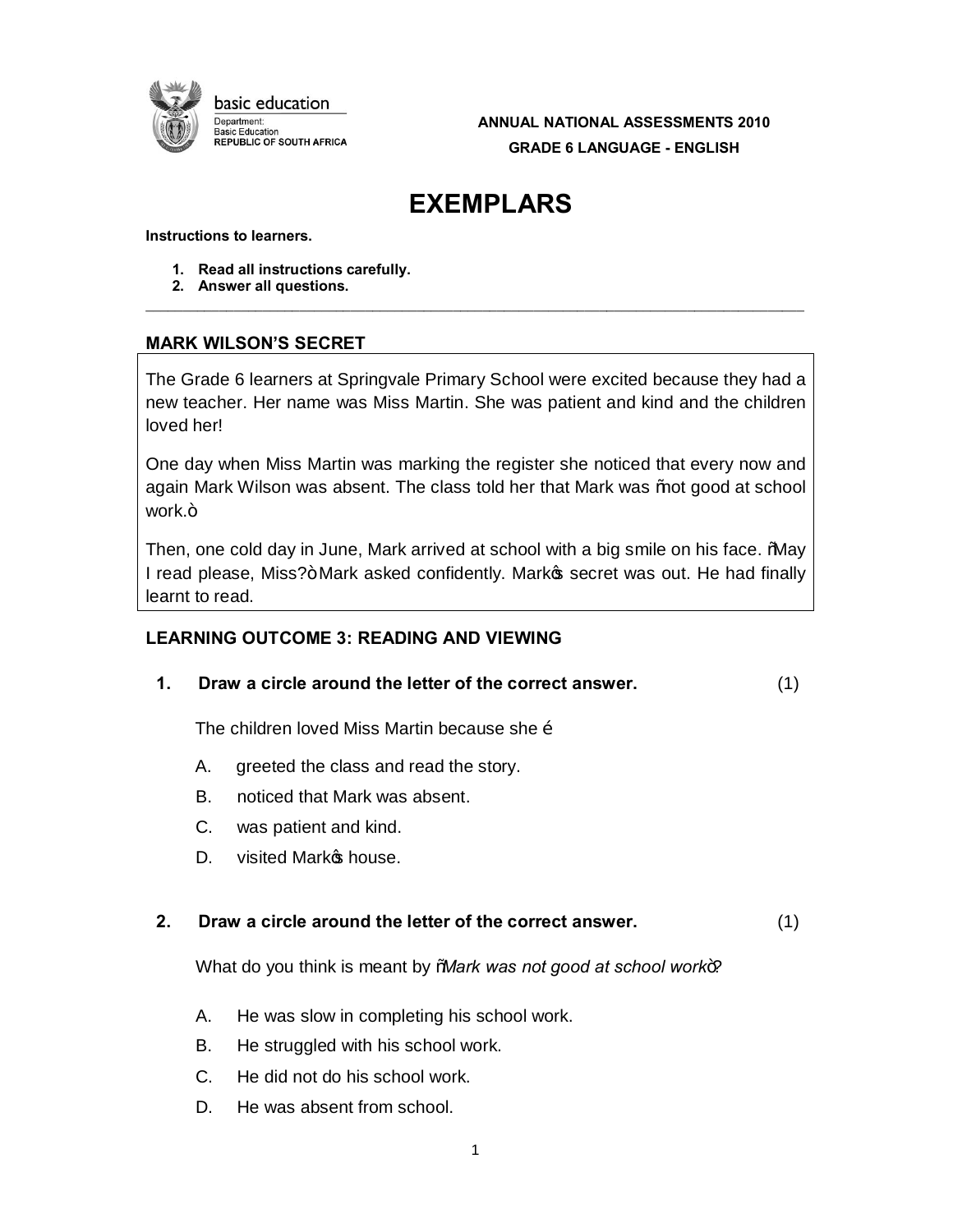basic education

Department:
Basic Education
REPUBLIC OF SOUTH AFRICA

**ANNUAL NATIONAL ASSESSMENTS 2010**

**GRADE 6 LANGUAGE - ENGLISH**

# EXEMPLARS

**Instructions to learners.**

1. **Read all instructions carefully.**
2. **Answer all questions.**

---

## MARK WILSON'S SECRET

The Grade 6 learners at Springvale Primary School were excited because they had a new teacher. Her name was Miss Martin. She was patient and kind and the children loved her!

One day when Miss Martin was marking the register she noticed that every now and again Mark Wilson was absent. The class told her that Mark was "not good at school work."

Then, one cold day in June, Mark arrived at school with a big smile on his face. "May I read please, Miss?" Mark asked confidently. Mark's secret was out. He had finally learnt to read.

## LEARNING OUTCOME 3: READING AND VIEWING

**1. Draw a circle around the letter of the correct answer.** (1)

The children loved Miss Martin because she …

A. greeted the class and read the story.
B. noticed that Mark was absent.
C. was patient and kind.
D. visited Mark's house.

**2. Draw a circle around the letter of the correct answer.** (1)

What do you think is meant by "*Mark was not good at school work*"?

A. He was slow in completing his school work.
B. He struggled with his school work.
C. He did not do his school work.
D. He was absent from school.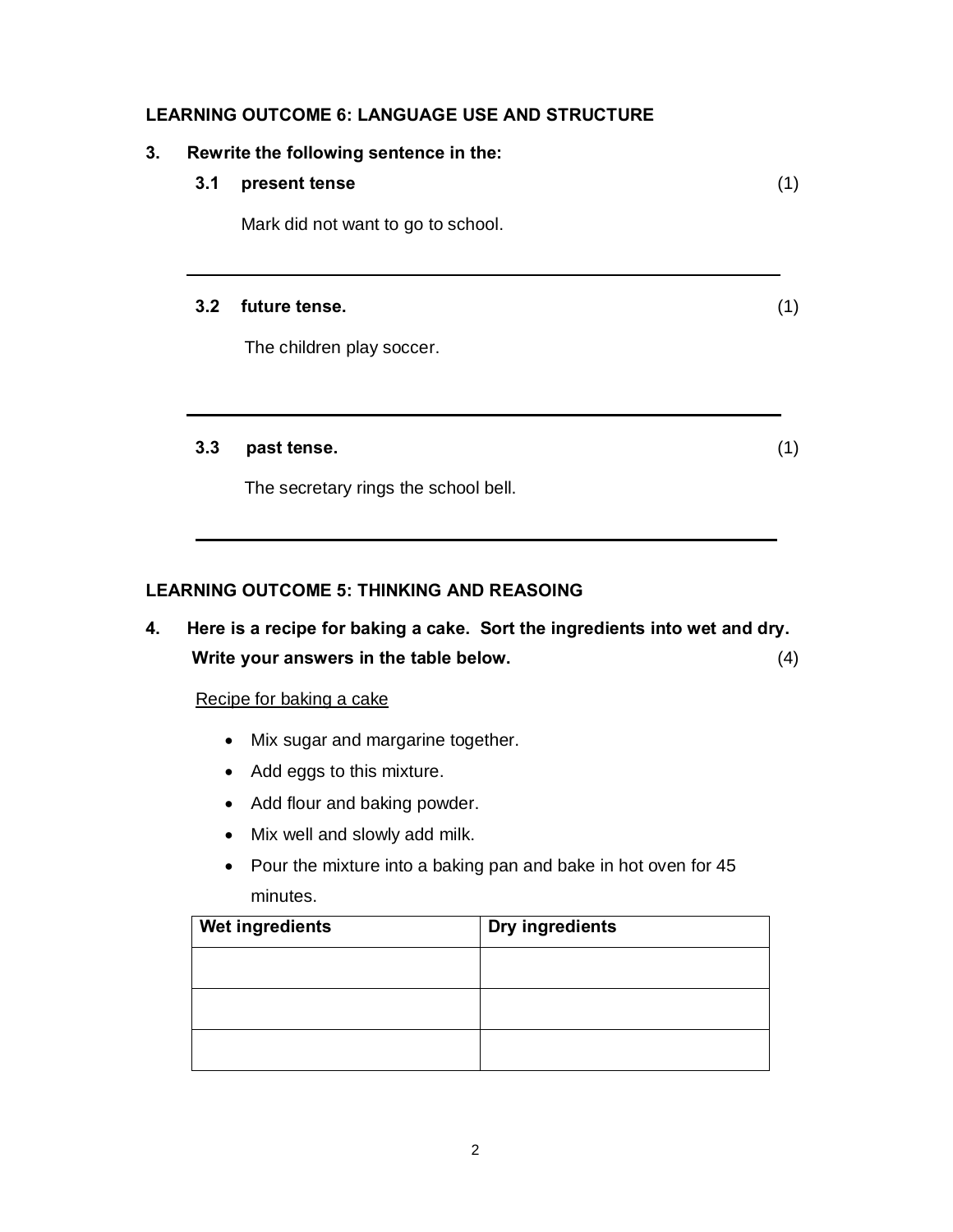**LEARNING OUTCOME 6: LANGUAGE USE AND STRUCTURE**

**3. Rewrite the following sentence in the:**

**3.1 present tense** (1)

Mark did not want to go to school.

---

**3.2 future tense.** (1)

The children play soccer.

---

**3.3 past tense.** (1)

The secretary rings the school bell.

---

**LEARNING OUTCOME 5: THINKING AND REASOING**

**4. Here is a recipe for baking a cake. Sort the ingredients into wet and dry. Write your answers in the table below.** (4)

Recipe for baking a cake

- Mix sugar and margarine together.
- Add eggs to this mixture.
- Add flour and baking powder.
- Mix well and slowly add milk.
- Pour the mixture into a baking pan and bake in hot oven for 45 minutes.

| Wet ingredients | Dry ingredients |
|---|---|
| | |
| | |
| | |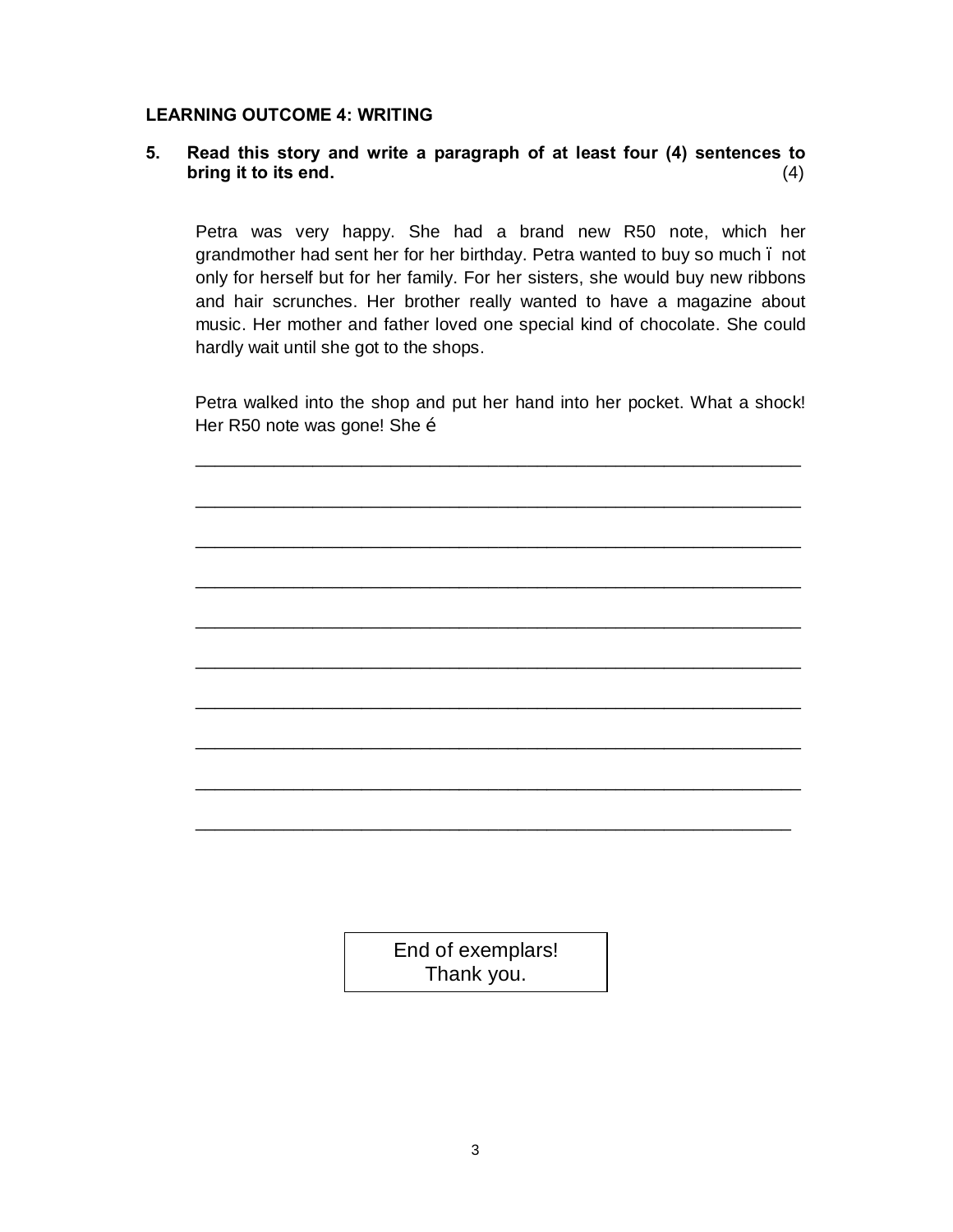**LEARNING OUTCOME 4: WRITING**

**5. Read this story and write a paragraph of at least four (4) sentences to bring it to its end.** (4)

Petra was very happy. She had a brand new R50 note, which her grandmother had sent her for her birthday. Petra wanted to buy so much ï not only for herself but for her family. For her sisters, she would buy new ribbons and hair scrunches. Her brother really wanted to have a magazine about music. Her mother and father loved one special kind of chocolate. She could hardly wait until she got to the shops.

Petra walked into the shop and put her hand into her pocket. What a shock! Her R50 note was gone! She é

_______________________________________________________________

_______________________________________________________________

_______________________________________________________________

_______________________________________________________________

_______________________________________________________________

_______________________________________________________________

_______________________________________________________________

_______________________________________________________________

_______________________________________________________________

_______________________________________________________________

End of exemplars!
Thank you.